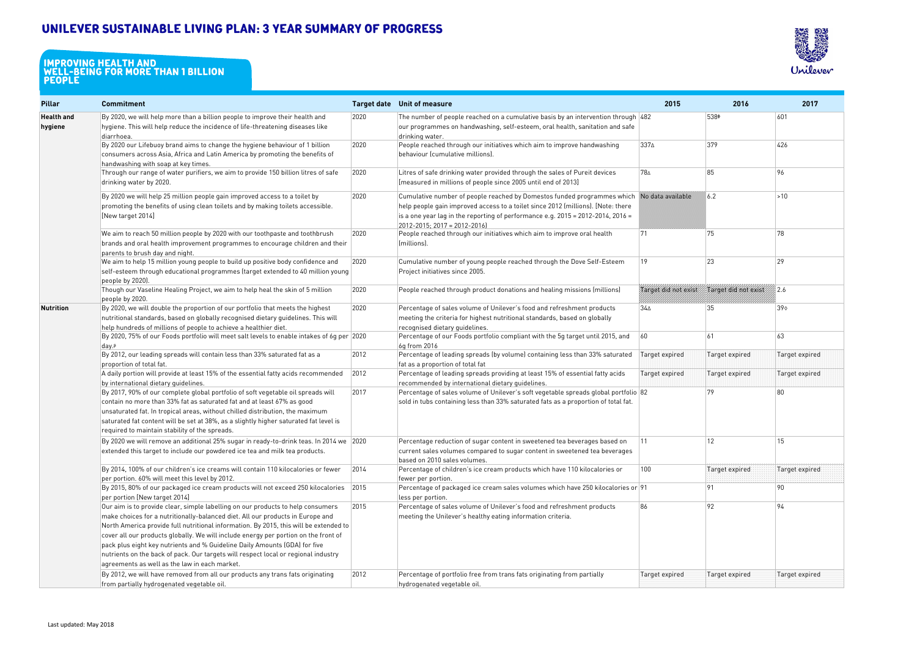# UNILEVER SUSTAINABLE LIVING PLAN: 3 YEAR SUMMARY OF PROGRESS

## IMPROVING HEALTH AND WELL-BEING FOR MORE THAN 1 BILLION PEOPLE

| Pillar | Commitment | Target date | Unit of measure | 2015 | 2016 | 2017 |
|---|---|---|---|---|---|---|
| **Health and hygiene** | By 2020, we will help more than a billion people to improve their health and hygiene. This will help reduce the incidence of life-threatening diseases like diarrhoea. | 2020 | The number of people reached on a cumulative basis by an intervention through our programmes on handwashing, self-esteem, oral health, sanitation and safe drinking water. | 482 | 538◊ | 601 |
| | By 2020 our Lifebuoy brand aims to change the hygiene behaviour of 1 billion consumers across Asia, Africa and Latin America by promoting the benefits of handwashing with soap at key times. | 2020 | People reached through our initiatives which aim to improve handwashing behaviour (cumulative millions). | 337∆ | 379 | 426 |
| | Through our range of water purifiers, we aim to provide 150 billion litres of safe drinking water by 2020. | 2020 | Litres of safe drinking water provided through the sales of Pureit devices [measured in millions of people since 2005 until end of 2013] | 78∆ | 85 | 96 |
| | By 2020 we will help 25 million people gain improved access to a toilet by promoting the benefits of using clean toilets and by making toilets accessible. [New target 2014] | 2020 | Cumulative number of people reached by Domestos funded programmes which help people gain improved access to a toilet since 2012 (millions). [Note: there is a one year lag in the reporting of performance e.g. 2015 = 2012-2014, 2016 = 2012-2015; 2017 = 2012-2016] | No data available | 6.2 | >10 |
| | We aim to reach 50 million people by 2020 with our toothpaste and toothbrush brands and oral health improvement programmes to encourage children and their parents to brush day and night. | 2020 | People reached through our initiatives which aim to improve oral health (millions). | 71 | 75 | 78 |
| | We aim to help 15 million young people to build up positive body confidence and self-esteem through educational programmes (target extended to 40 million young people by 2020). | 2020 | Cumulative number of young people reached through the Dove Self-Esteem Project initiatives since 2005. | 19 | 23 | 29 |
| | Though our Vaseline Healing Project, we aim to help heal the skin of 5 million people by 2020. | 2020 | People reached through product donations and healing missions (millions) | Target did not exist | Target did not exist | 2.6 |
| **Nutrition** | By 2020, we will double the proportion of our portfolio that meets the highest nutritional standards, based on globally recognised dietary guidelines. This will help hundreds of millions of people to achieve a healthier diet. | 2020 | Percentage of sales volume of Unilever's food and refreshment products meeting the criteria for highest nutritional standards, based on globally recognised dietary guidelines. | 34∆ | 35 | 39◊ |
| | By 2020, 75% of our Foods portfolio will meet salt levels to enable intakes of 6g per day.# | 2020 | Percentage of our Foods portfolio compliant with the 5g target until 2015, and 6g from 2016 | 60 | 61 | 63 |
| | By 2012, our leading spreads will contain less than 33% saturated fat as a proportion of total fat. | 2012 | Percentage of leading spreads (by volume) containing less than 33% saturated fat as a proportion of total fat | Target expired | Target expired | Target expired |
| | A daily portion will provide at least 15% of the essential fatty acids recommended by international dietary guidelines. | 2012 | Percentage of leading spreads providing at least 15% of essential fatty acids recommended by international dietary guidelines. | Target expired | Target expired | Target expired |
| | By 2017, 90% of our complete global portfolio of soft vegetable oil spreads will contain no more than 33% fat as saturated fat and at least 67% as good unsaturated fat. In tropical areas, without chilled distribution, the maximum saturated fat content will be set at 38%, as a slightly higher saturated fat level is required to maintain stability of the spreads. | 2017 | Percentage of sales volume of Unilever's soft vegetable spreads global portfolio sold in tubs containing less than 33% saturated fats as a proportion of total fat. | 82 | 79 | 80 |
| | By 2020 we will remove an additional 25% sugar in ready-to-drink teas. In 2014 we extended this target to include our powdered ice tea and milk tea products. | 2020 | Percentage reduction of sugar content in sweetened tea beverages based on current sales volumes compared to sugar content in sweetened tea beverages based on 2010 sales volumes. | 11 | 12 | 15 |
| | By 2014, 100% of our children's ice creams will contain 110 kilocalories or fewer per portion. 60% will meet this level by 2012. | 2014 | Percentage of children's ice cream products which have 110 kilocalories or fewer per portion. | 100 | Target expired | Target expired |
| | By 2015, 80% of our packaged ice cream products will not exceed 250 kilocalories per portion [New target 2014] | 2015 | Percentage of packaged ice cream sales volumes which have 250 kilocalories or less per portion. | 91 | 91 | 90 |
| | Our aim is to provide clear, simple labelling on our products to help consumers make choices for a nutritionally-balanced diet. All our products in Europe and North America provide full nutritional information. By 2015, this will be extended to cover all our products globally. We will include energy per portion on the front of pack plus eight key nutrients and % Guideline Daily Amounts (GDA) for five nutrients on the back of pack. Our targets will respect local or regional industry agreements as well as the law in each market. | 2015 | Percentage of sales volume of Unilever's food and refreshment products meeting the Unilever's healthy eating information criteria. | 86 | 92 | 94 |
| | By 2012, we will have removed from all our products any trans fats originating from partially hydrogenated vegetable oil. | 2012 | Percentage of portfolio free from trans fats originating from partially hydrogenated vegetable oil. | Target expired | Target expired | Target expired |

Last updated: May 2018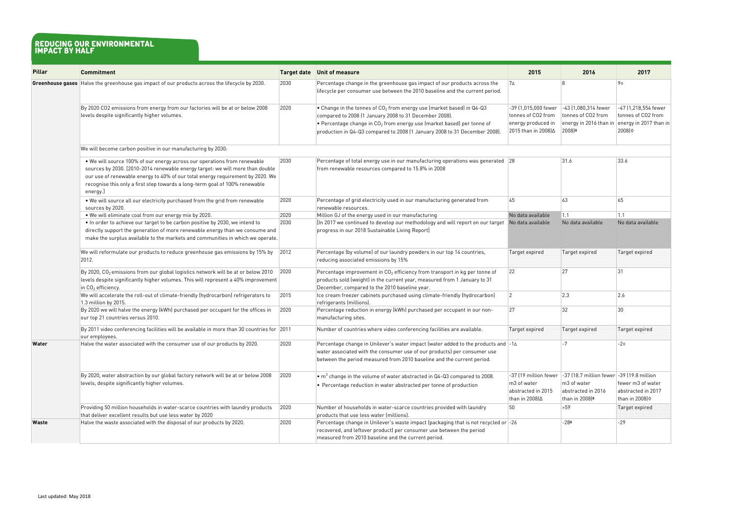# REDUCING OUR ENVIRONMENTAL IMPACT BY HALF

| Pillar | Commitment | Target date | Unit of measure | 2015 | 2016 | 2017 |
|---|---|---|---|---|---|---|
| **Greenhouse gases** | Halve the greenhouse gas impact of our products across the lifecycle by 2030. | 2030 | Percentage change in the greenhouse gas impact of our products across the lifecycle per consumer use between the 2010 baseline and the current period. | 7Δ | 8 | 9◊ |
| | By 2020 CO2 emissions from energy from our factories will be at or below 2008 levels despite significantly higher volumes. | 2020 | • Change in the tonnes of $CO_2$ from energy use (market based) in Q4-Q3 compared to 2008 (1 January 2008 to 31 December 2008). • Percentage change in $CO_2$ from energy use (market based) per tonne of production in Q4-Q3 compared to 2008 (1 January 2008 to 31 December 2008). | -39 (1,015,000 fewer tonnes of CO2 from energy produced in 2015 than in 2008)Δ | -43 (1,080,314 fewer tonnes of CO2 from energy in 2016 than in 2008)♦ | -47 (1,218,554 fewer tonnes of CO2 from energy in 2017 than in 2008)◊ |
| | We will become carbon positive in our manufacturing by 2030: | | | | | |
| | • We will source 100% of our energy across our operations from renewable sources by 2030. (2010-2014 renewable energy target: we will more than double our use of renewable energy to 40% of our total energy requirement by 2020. We recognise this only a first step towards a long-term goal of 100% renewable energy.) | 2030 | Percentage of total energy use in our manufacturing operations was generated from renewable resources compared to 15.8% in 2008 | 28 | 31.6 | 33.6 |
| | • We will source all our electricity purchased from the grid from renewable sources by 2020. | 2020 | Percentage of grid electricity used in our manufacturing generated from renewable resources. | 45 | 63 | 65 |
| | • We will eliminate coal from our energy mix by 2020. | 2020 | Million GJ of the energy used in our manufacturing | No data available | 1.1 | 1.1 |
| | • In order to achieve our target to be carbon positive by 2030, we intend to directly support the generation of more renewable energy than we consume and make the surplus available to the markets and communities in which we operate. | 2030 | (In 2017 we continued to develop our methodology and will report on our target progress in our 2018 Sustainable Living Report) | No data available | No data available | No data available |
| | We will reformulate our products to reduce greenhouse gas emissions by 15% by 2012. | 2012 | Percentage (by volume) of our laundry powders in our top 14 countries, reducing associated emissions by 15% | Target expired | Target expired | Target expired |
| | By 2020, $CO_2$ emissions from our global logistics network will be at or below 2010 levels despite significantly higher volumes. This will represent a 40% improvement in $CO_2$ efficiency. | 2020 | Percentage improvement in $CO_2$ efficiency from transport in kg per tonne of products sold (weight) in the current year, measured from 1 January to 31 December, compared to the 2010 baseline year. | 22 | 27 | 31 |
| | We will accelerate the roll-out of climate-friendly (hydrocarbon) refrigerators to 1.3 million by 2015. | 2015 | Ice cream freezer cabinets purchased using climate-friendly (hydrocarbon) refrigerants (millions). | 2 | 2.3 | 2.6 |
| | By 2020 we will halve the energy (kWh) purchased per occupant for the offices in our top 21 countries versus 2010. | 2020 | Percentage reduction in energy (kWh) purchased per occupant in our non-manufacturing sites. | 27 | 32 | 30 |
| | By 2011 video conferencing facilities will be available in more than 30 countries for our employees. | 2011 | Number of countries where video conferencing facilities are available. | Target expired | Target expired | Target expired |
| **Water** | Halve the water associated with the consumer use of our products by 2020. | 2020 | Percentage change in Unilever's water impact (water added to the products and water associated with the consumer use of our products) per consumer use between the period measured from 2010 baseline and the current period. | -1Δ | -7 | -2◊ |
| | By 2020, water abstraction by our global factory network will be at or below 2008 levels, despite significantly higher volumes. | 2020 | • $m^3$ change in the volume of water abstracted in Q4-Q3 compared to 2008. • Percentage reduction in water abstracted per tonne of production | -37 (19 million fewer m3 of water abstracted in 2015 than in 2008)Δ | -37 (18.7 million fewer m3 of water abstracted in 2016 than in 2008)♦ | -39 (19.8 million fewer m3 of water abstracted in 2017 than in 2008)◊ |
| | Providing 50 million households in water-scarce countries with laundry products that deliver excellent results but use less water by 2020 | 2020 | Number of households in water-scarce countries provided with laundry products that use less water (millions). | 50 | >59 | Target expired |
| **Waste** | Halve the waste associated with the disposal of our products by 2020. | 2020 | Percentage change in Unilever's waste impact (packaging that is not recycled or recovered, and leftover product) per consumer use between the period measured from 2010 baseline and the current period. | -26 | -28♦ | -29 |

Last updated: May 2018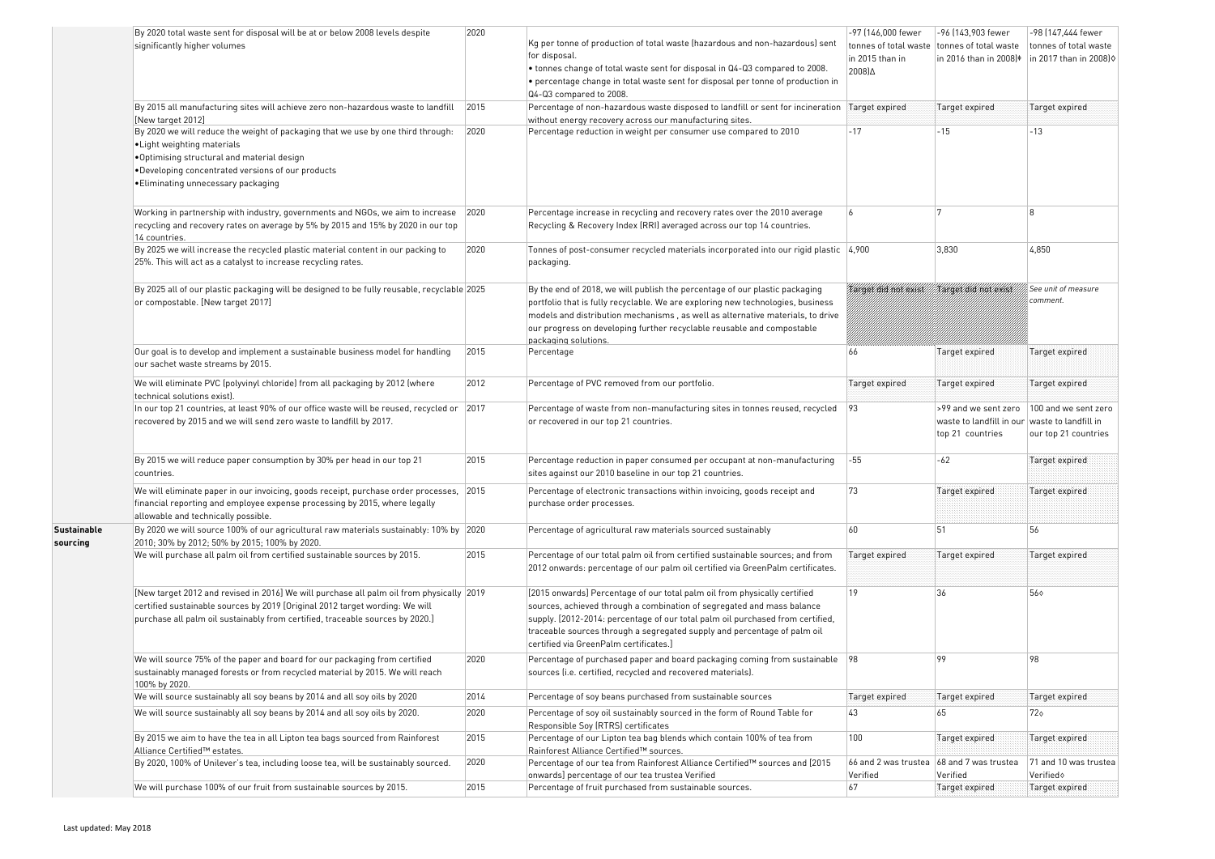| | | | | | | |
|---|---|---|---|---|---|---|
| | By 2020 total waste sent for disposal will be at or below 2008 levels despite significantly higher volumes | 2020 | Kg per tonne of production of total waste (hazardous and non-hazardous) sent for disposal.<br>• tonnes change of total waste sent for disposal in Q4-Q3 compared to 2008.<br>• percentage change in total waste sent for disposal per tonne of production in Q4-Q3 compared to 2008. | -97 (146,000 fewer tonnes of total waste in 2015 than in 2008)Δ | -96 (143,903 fewer tonnes of total waste in 2016 than in 2008)♦ | -98 (147,444 fewer tonnes of total waste in 2017 than in 2008)◊ |
| | By 2015 all manufacturing sites will achieve zero non-hazardous waste to landfill [New target 2012] | 2015 | Percentage of non-hazardous waste disposed to landfill or sent for incineration without energy recovery across our manufacturing sites. | Target expired | Target expired | Target expired |
| | By 2020 we will reduce the weight of packaging that we use by one third through:<br>•Light weighting materials<br>•Optimising structural and material design<br>•Developing concentrated versions of our products<br>•Eliminating unnecessary packaging | 2020 | Percentage reduction in weight per consumer use compared to 2010 | -17 | -15 | -13 |
| | Working in partnership with industry, governments and NGOs, we aim to increase recycling and recovery rates on average by 5% by 2015 and 15% by 2020 in our top 14 countries. | 2020 | Percentage increase in recycling and recovery rates over the 2010 average Recycling & Recovery Index (RRI) averaged across our top 14 countries. | 6 | 7 | 8 |
| | By 2025 we will increase the recycled plastic material content in our packing to 25%. This will act as a catalyst to increase recycling rates. | 2020 | Tonnes of post-consumer recycled materials incorporated into our rigid plastic packaging. | 4,900 | 3,830 | 4,850 |
| | By 2025 all of our plastic packaging will be designed to be fully reusable, recyclable or compostable. [New target 2017] | 2025 | By the end of 2018, we will publish the percentage of our plastic packaging portfolio that is fully recyclable. We are exploring new technologies, business models and distribution mechanisms , as well as alternative materials, to drive our progress on developing further recyclable reusable and compostable packaging solutions. | Target did not exist | Target did not exist | *See unit of measure comment.* |
| | Our goal is to develop and implement a sustainable business model for handling our sachet waste streams by 2015. | 2015 | Percentage | 66 | Target expired | Target expired |
| | We will eliminate PVC (polyvinyl chloride) from all packaging by 2012 (where technical solutions exist). | 2012 | Percentage of PVC removed from our portfolio. | Target expired | Target expired | Target expired |
| | In our top 21 countries, at least 90% of our office waste will be reused, recycled or recovered by 2015 and we will send zero waste to landfill by 2017. | 2017 | Percentage of waste from non-manufacturing sites in tonnes reused, recycled or recovered in our top 21 countries. | 93 | >99 and we sent zero waste to landfill in our top 21 countries | 100 and we sent zero waste to landfill in our top 21 countries |
| | By 2015 we will reduce paper consumption by 30% per head in our top 21 countries. | 2015 | Percentage reduction in paper consumed per occupant at non-manufacturing sites against our 2010 baseline in our top 21 countries. | -55 | -62 | Target expired |
| | We will eliminate paper in our invoicing, goods receipt, purchase order processes, financial reporting and employee expense processing by 2015, where legally allowable and technically possible. | 2015 | Percentage of electronic transactions within invoicing, goods receipt and purchase order processes. | 73 | Target expired | Target expired |
| **Sustainable sourcing** | By 2020 we will source 100% of our agricultural raw materials sustainably: 10% by 2010; 30% by 2012; 50% by 2015; 100% by 2020. | 2020 | Percentage of agricultural raw materials sourced sustainably | 60 | 51 | 56 |
| | We will purchase all palm oil from certified sustainable sources by 2015. | 2015 | Percentage of our total palm oil from certified sustainable sources; and from 2012 onwards: percentage of our palm oil certified via GreenPalm certificates. | Target expired | Target expired | Target expired |
| | [New target 2012 and revised in 2016] We will purchase all palm oil from physically certified sustainable sources by 2019 [Original 2012 target wording: We will purchase all palm oil sustainably from certified, traceable sources by 2020.] | 2019 | [2015 onwards] Percentage of our total palm oil from physically certified sources, achieved through a combination of segregated and mass balance supply. [2012-2014: percentage of our total palm oil purchased from certified, traceable sources through a segregated supply and percentage of palm oil certified via GreenPalm certificates.] | 19 | 36 | 56◊ |
| | We will source 75% of the paper and board for our packaging from certified sustainably managed forests or from recycled material by 2015. We will reach 100% by 2020. | 2020 | Percentage of purchased paper and board packaging coming from sustainable sources (i.e. certified, recycled and recovered materials). | 98 | 99 | 98 |
| | We will source sustainably all soy beans by 2014 and all soy oils by 2020 | 2014 | Percentage of soy beans purchased from sustainable sources | Target expired | Target expired | Target expired |
| | We will source sustainably all soy beans by 2014 and all soy oils by 2020. | 2020 | Percentage of soy oil sustainably sourced in the form of Round Table for Responsible Soy (RTRS) certificates | 43 | 65 | 72◊ |
| | By 2015 we aim to have the tea in all Lipton tea bags sourced from Rainforest Alliance Certified™ estates. | 2015 | Percentage of our Lipton tea bag blends which contain 100% of tea from Rainforest Alliance Certified™ sources. | 100 | Target expired | Target expired |
| | By 2020, 100% of Unilever's tea, including loose tea, will be sustainably sourced. | 2020 | Percentage of our tea from Rainforest Alliance Certified™ sources and [2015 onwards] percentage of our tea trustea Verified | 66 and 2 was trustea Verified | 68 and 7 was trustea Verified | 71 and 10 was trustea Verified◊ |
| | We will purchase 100% of our fruit from sustainable sources by 2015. | 2015 | Percentage of fruit purchased from sustainable sources. | 67 | Target expired | Target expired |

Last updated: May 2018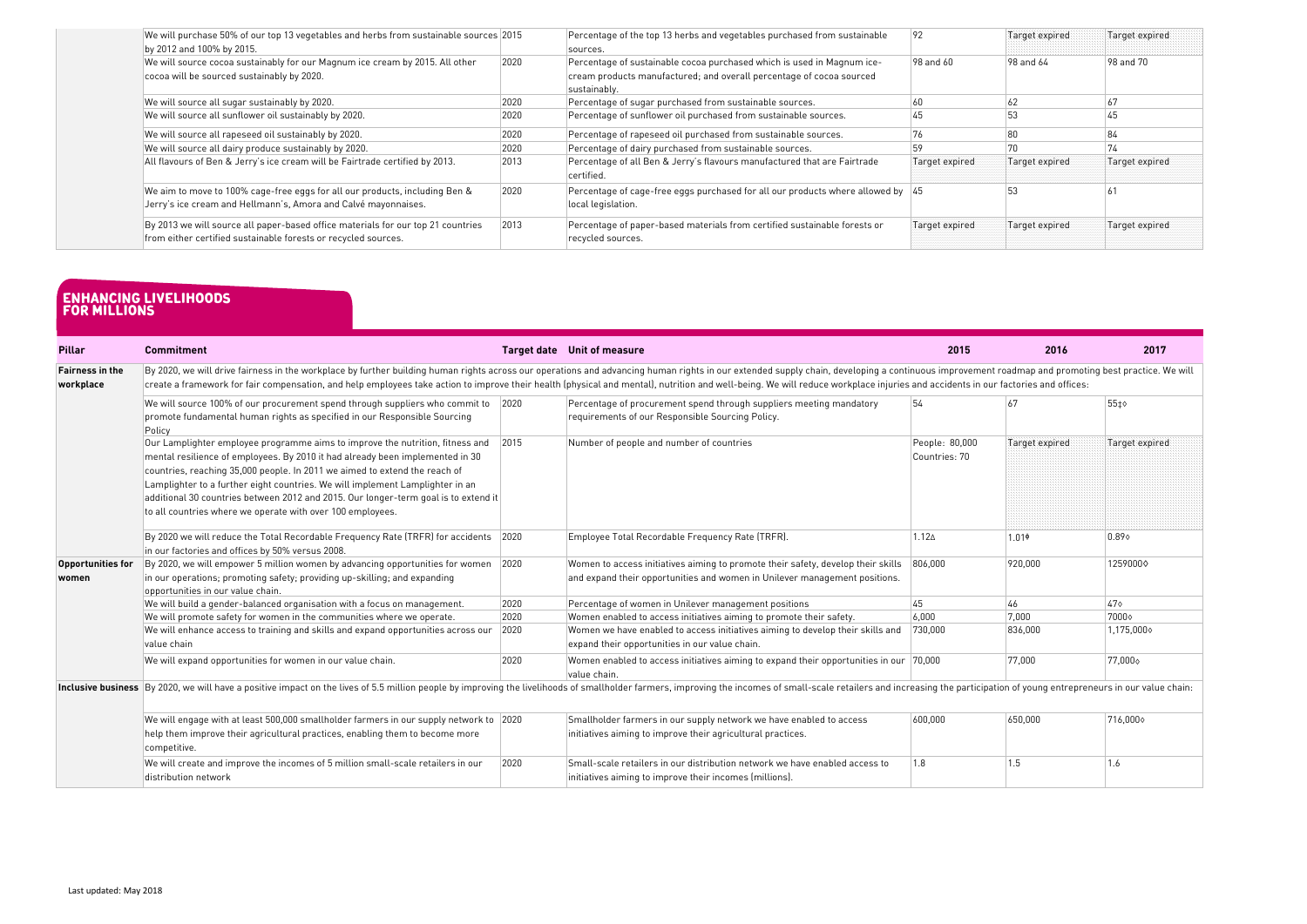| | | | | | | |
|---|---|---|---|---|---|---|
| We will purchase 50% of our top 13 vegetables and herbs from sustainable sources by 2012 and 100% by 2015. | 2015 | Percentage of the top 13 herbs and vegetables purchased from sustainable sources. | 92 | Target expired | Target expired |
| We will source cocoa sustainably for our Magnum ice cream by 2015. All other cocoa will be sourced sustainably by 2020. | 2020 | Percentage of sustainable cocoa purchased which is used in Magnum ice-cream products manufactured; and overall percentage of cocoa sourced sustainably. | 98 and 60 | 98 and 64 | 98 and 70 |
| We will source all sugar sustainably by 2020. | 2020 | Percentage of sugar purchased from sustainable sources. | 60 | 62 | 67 |
| We will source all sunflower oil sustainably by 2020. | 2020 | Percentage of sunflower oil purchased from sustainable sources. | 45 | 53 | 45 |
| We will source all rapeseed oil sustainably by 2020. | 2020 | Percentage of rapeseed oil purchased from sustainable sources. | 76 | 80 | 84 |
| We will source all dairy produce sustainably by 2020. | 2020 | Percentage of dairy purchased from sustainable sources. | 59 | 70 | 74 |
| All flavours of Ben & Jerry's ice cream will be Fairtrade certified by 2013. | 2013 | Percentage of all Ben & Jerry's flavours manufactured that are Fairtrade certified. | Target expired | Target expired | Target expired |
| We aim to move to 100% cage-free eggs for all our products, including Ben & Jerry's ice cream and Hellmann's, Amora and Calvé mayonnaises. | 2020 | Percentage of cage-free eggs purchased for all our products where allowed by local legislation. | 45 | 53 | 61 |
| By 2013 we will source all paper-based office materials for our top 21 countries from either certified sustainable forests or recycled sources. | 2013 | Percentage of paper-based materials from certified sustainable forests or recycled sources. | Target expired | Target expired | Target expired |

## ENHANCING LIVELIHOODS FOR MILLIONS

| Pillar | Commitment | Target date | Unit of measure | 2015 | 2016 | 2017 |
|---|---|---|---|---|---|---|
| **Fairness in the workplace** | By 2020, we will drive fairness in the workplace by further building human rights across our operations and advancing human rights in our extended supply chain, developing a continuous improvement roadmap and promoting best practice. We will create a framework for fair compensation, and help employees take action to improve their health (physical and mental), nutrition and well-being. We will reduce workplace injuries and accidents in our factories and offices: | | | | | |
| | We will source 100% of our procurement spend through suppliers who commit to promote fundamental human rights as specified in our Responsible Sourcing Policy | 2020 | Percentage of procurement spend through suppliers meeting mandatory requirements of our Responsible Sourcing Policy. | 54 | 67 | 55‡◊ |
| | Our Lamplighter employee programme aims to improve the nutrition, fitness and mental resilience of employees. By 2010 it had already been implemented in 30 countries, reaching 35,000 people. In 2011 we aimed to extend the reach of Lamplighter to a further eight countries. We will implement Lamplighter in an additional 30 countries between 2012 and 2015. Our longer-term goal is to extend it to all countries where we operate with over 100 employees. | 2015 | Number of people and number of countries | People: 80,000 Countries: 70 | Target expired | Target expired |
| | By 2020 we will reduce the Total Recordable Frequency Rate (TRFR) for accidents in our factories and offices by 50% versus 2008. | 2020 | Employee Total Recordable Frequency Rate (TRFR). | 1.12∆ | 1.01φ | 0.89◊ |
| **Opportunities for women** | By 2020, we will empower 5 million women by advancing opportunities for women in our operations; promoting safety; providing up-skilling; and expanding opportunities in our value chain. | 2020 | Women to access initiatives aiming to promote their safety, develop their skills and expand their opportunities and women in Unilever management positions. | 806,000 | 920,000 | 1259000◊ |
| | We will build a gender-balanced organisation with a focus on management. | 2020 | Percentage of women in Unilever management positions | 45 | 46 | 47◊ |
| | We will promote safety for women in the communities where we operate. | 2020 | Women enabled to access initiatives aiming to promote their safety. | 6,000 | 7,000 | 7000◊ |
| | We will enhance access to training and skills and expand opportunities across our value chain | 2020 | Women we have enabled to access initiatives aiming to develop their skills and expand their opportunities in our value chain. | 730,000 | 836,000 | 1,175,000◊ |
| | We will expand opportunities for women in our value chain. | 2020 | Women enabled to access initiatives aiming to expand their opportunities in our value chain. | 70,000 | 77,000 | 77,000◊ |
| **Inclusive business** | By 2020, we will have a positive impact on the lives of 5.5 million people by improving the livelihoods of smallholder farmers, improving the incomes of small-scale retailers and increasing the participation of young entrepreneurs in our value chain: | | | | | |
| | We will engage with at least 500,000 smallholder farmers in our supply network to help them improve their agricultural practices, enabling them to become more competitive. | 2020 | Smallholder farmers in our supply network we have enabled to access initiatives aiming to improve their agricultural practices. | 600,000 | 650,000 | 716,000◊ |
| | We will create and improve the incomes of 5 million small-scale retailers in our distribution network | 2020 | Small-scale retailers in our distribution network we have enabled access to initiatives aiming to improve their incomes (millions). | 1.8 | 1.5 | 1.6 |

Last updated: May 2018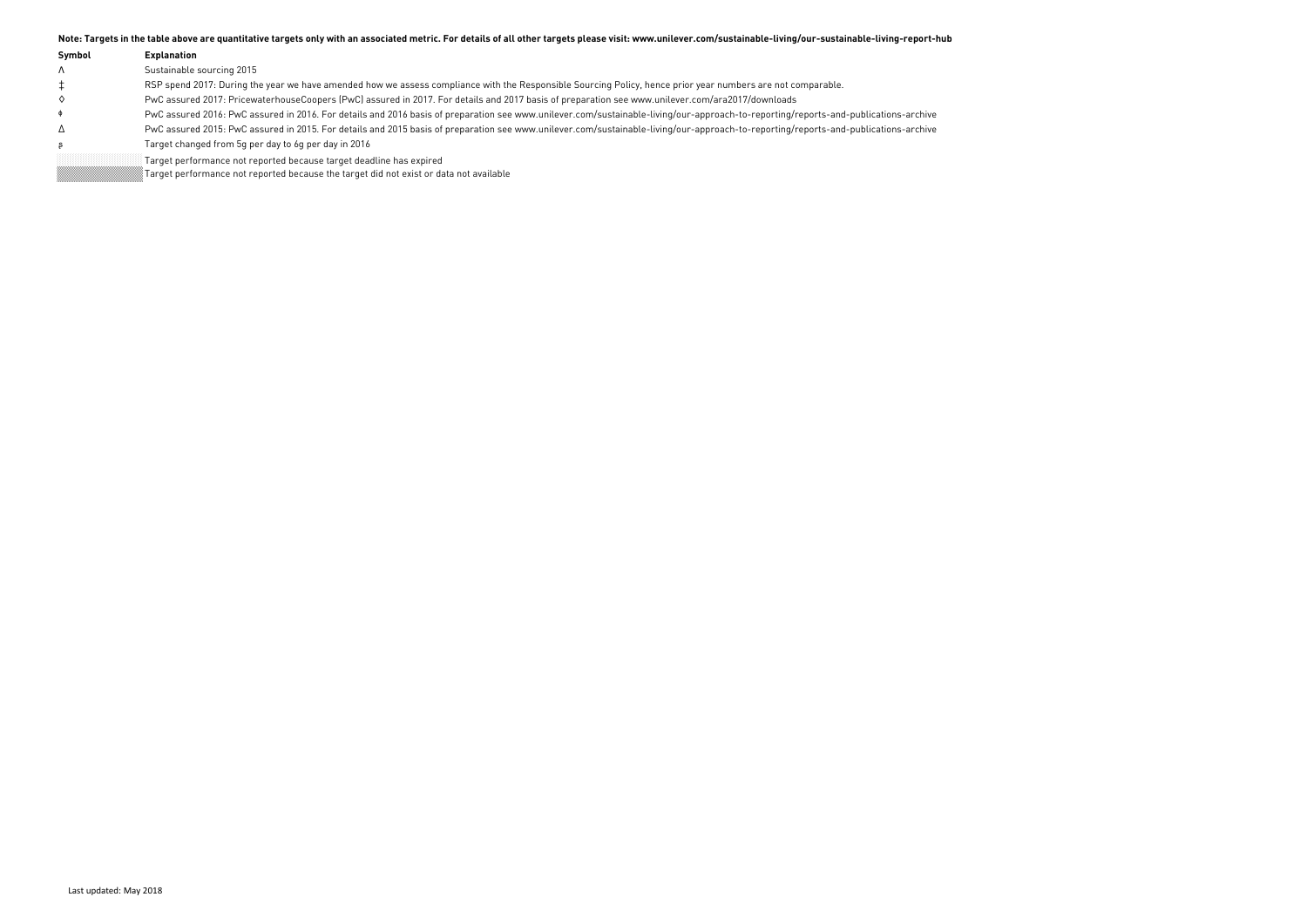**Note: Targets in the table above are quantitative targets only with an associated metric. For details of all other targets please visit: www.unilever.com/sustainable-living/our-sustainable-living-report-hub**

| Symbol | Explanation |
| --- | --- |
| Λ | Sustainable sourcing 2015 |
| ‡ | RSP spend 2017: During the year we have amended how we assess compliance with the Responsible Sourcing Policy, hence prior year numbers are not comparable. |
| ◊ | PwC assured 2017: PricewaterhouseCoopers (PwC) assured in 2017. For details and 2017 basis of preparation see www.unilever.com/ara2017/downloads |
| ɸ | PwC assured 2016: PwC assured in 2016. For details and 2016 basis of preparation see www.unilever.com/sustainable-living/our-approach-to-reporting/reports-and-publications-archive |
| Δ | PwC assured 2015: PwC assured in 2015. For details and 2015 basis of preparation see www.unilever.com/sustainable-living/our-approach-to-reporting/reports-and-publications-archive |
| ᵦ | Target changed from 5g per day to 6g per day in 2016 |
| | Target performance not reported because target deadline has expired |
| | Target performance not reported because the target did not exist or data not available |

Last updated: May 2018